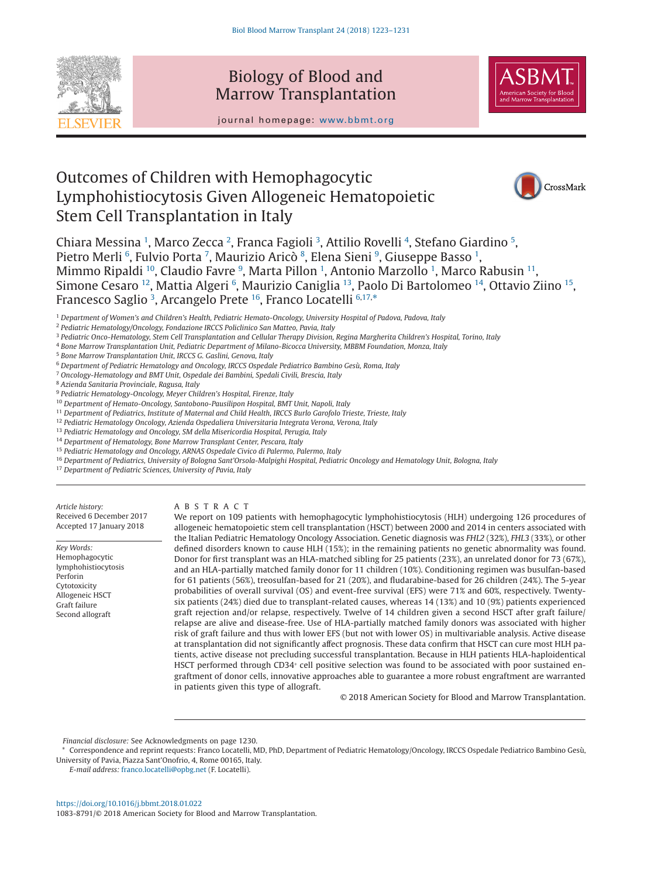# Outcomes of Children with Hemophagocytic Lymphohistiocytosis Given Allogeneic Hematopoietic Stem Cell Transplantation in Italy

Chiara Messina [1], Marco Zecca [2], Franca Fagioli [3], Attilio Rovelli [4], Stefano Giardino [5], Pietro Merli [6], Fulvio Porta [7], Maurizio Aricò [8], Elena Sieni [9], Giuseppe Basso [1], Mimmo Ripaldi [10], Claudio Favre [9], Marta Pillon [1], Antonio Marzollo [1], Marco Rabusin [11], Simone Cesaro [12], Mattia Algeri [6], Maurizio Caniglia [13], Paolo Di Bartolomeo [14], Ottavio Ziino [15], Francesco Saglio [3], Arcangelo Prete [16], Franco Locatelli [6,17,*]

[1] Department of Women's and Children's Health, Pediatric Hemato-Oncology, University Hospital of Padova, Padova, Italy
[2] Pediatric Hematology/Oncology, Fondazione IRCCS Policlinico San Matteo, Pavia, Italy
[3] Pediatric Onco-Hematology, Stem Cell Transplantation and Cellular Therapy Division, Regina Margherita Children's Hospital, Torino, Italy
[4] Bone Marrow Transplantation Unit, Pediatric Department of Milano-Bicocca University, MBBM Foundation, Monza, Italy
[5] Bone Marrow Transplantation Unit, IRCCS G. Gaslini, Genova, Italy
[6] Department of Pediatric Hematology and Oncology, IRCCS Ospedale Pediatrico Bambino Gesù, Roma, Italy
[7] Oncology-Hematology and BMT Unit, Ospedale dei Bambini, Spedali Civili, Brescia, Italy
[8] Azienda Sanitaria Provinciale, Ragusa, Italy
[9] Pediatric Hematology-Oncology, Meyer Children's Hospital, Firenze, Italy
[10] Department of Hemato-Oncology, Santobono-Pausilipon Hospital, BMT Unit, Napoli, Italy
[11] Department of Pediatrics, Institute of Maternal and Child Health, IRCCS Burlo Garofolo Trieste, Trieste, Italy
[12] Pediatric Hematology Oncology, Azienda Ospedaliera Universitaria Integrata Verona, Verona, Italy
[13] Pediatric Hematology and Oncology, SM della Misericordia Hospital, Perugia, Italy
[14] Department of Hematology, Bone Marrow Transplant Center, Pescara, Italy
[15] Pediatric Hematology and Oncology, ARNAS Ospedale Civico di Palermo, Palermo, Italy
[16] Department of Pediatrics, University of Bologna Sant'Orsola-Malpighi Hospital, Pediatric Oncology and Hematology Unit, Bologna, Italy
[17] Department of Pediatric Sciences, University of Pavia, Italy

*Article history:*
Received 6 December 2017
Accepted 17 January 2018

*Key Words:*
Hemophagocytic lymphohistiocytosis
Perforin
Cytotoxicity
Allogeneic HSCT
Graft failure
Second allograft

## ABSTRACT

We report on 109 patients with hemophagocytic lymphohistiocytosis (HLH) undergoing 126 procedures of allogeneic hematopoietic stem cell transplantation (HSCT) between 2000 and 2014 in centers associated with the Italian Pediatric Hematology Oncology Association. Genetic diagnosis was *FHL2* (32%), *FHL3* (33%), or other defined disorders known to cause HLH (15%); in the remaining patients no genetic abnormality was found. Donor for first transplant was an HLA-matched sibling for 25 patients (23%), an unrelated donor for 73 (67%), and an HLA-partially matched family donor for 11 children (10%). Conditioning regimen was busulfan-based for 61 patients (56%), treosulfan-based for 21 (20%), and fludarabine-based for 26 children (24%). The 5-year probabilities of overall survival (OS) and event-free survival (EFS) were 71% and 60%, respectively. Twenty-six patients (24%) died due to transplant-related causes, whereas 14 (13%) and 10 (9%) patients experienced graft rejection and/or relapse, respectively. Twelve of 14 children given a second HSCT after graft failure/relapse are alive and disease-free. Use of HLA-partially matched family donors was associated with higher risk of graft failure and thus with lower EFS (but not with lower OS) in multivariable analysis. Active disease at transplantation did not significantly affect prognosis. These data confirm that HSCT can cure most HLH patients, active disease not precluding successful transplantation. Because in HLH patients HLA-haploidentical HSCT performed through CD34+ cell positive selection was found to be associated with poor sustained engraftment of donor cells, innovative approaches able to guarantee a more robust engraftment are warranted in patients given this type of allograft.

© 2018 American Society for Blood and Marrow Transplantation.

*Financial disclosure:* See Acknowledgments on page 1230.

\* Correspondence and reprint requests: Franco Locatelli, MD, PhD, Department of Pediatric Hematology/Oncology, IRCCS Ospedale Pediatrico Bambino Gesù, University of Pavia, Piazza Sant'Onofrio, 4, Rome 00165, Italy.

*E-mail address:* franco.locatelli@opbg.net (F. Locatelli).

https://doi.org/10.1016/j.bbmt.2018.01.022
1083-8791/© 2018 American Society for Blood and Marrow Transplantation.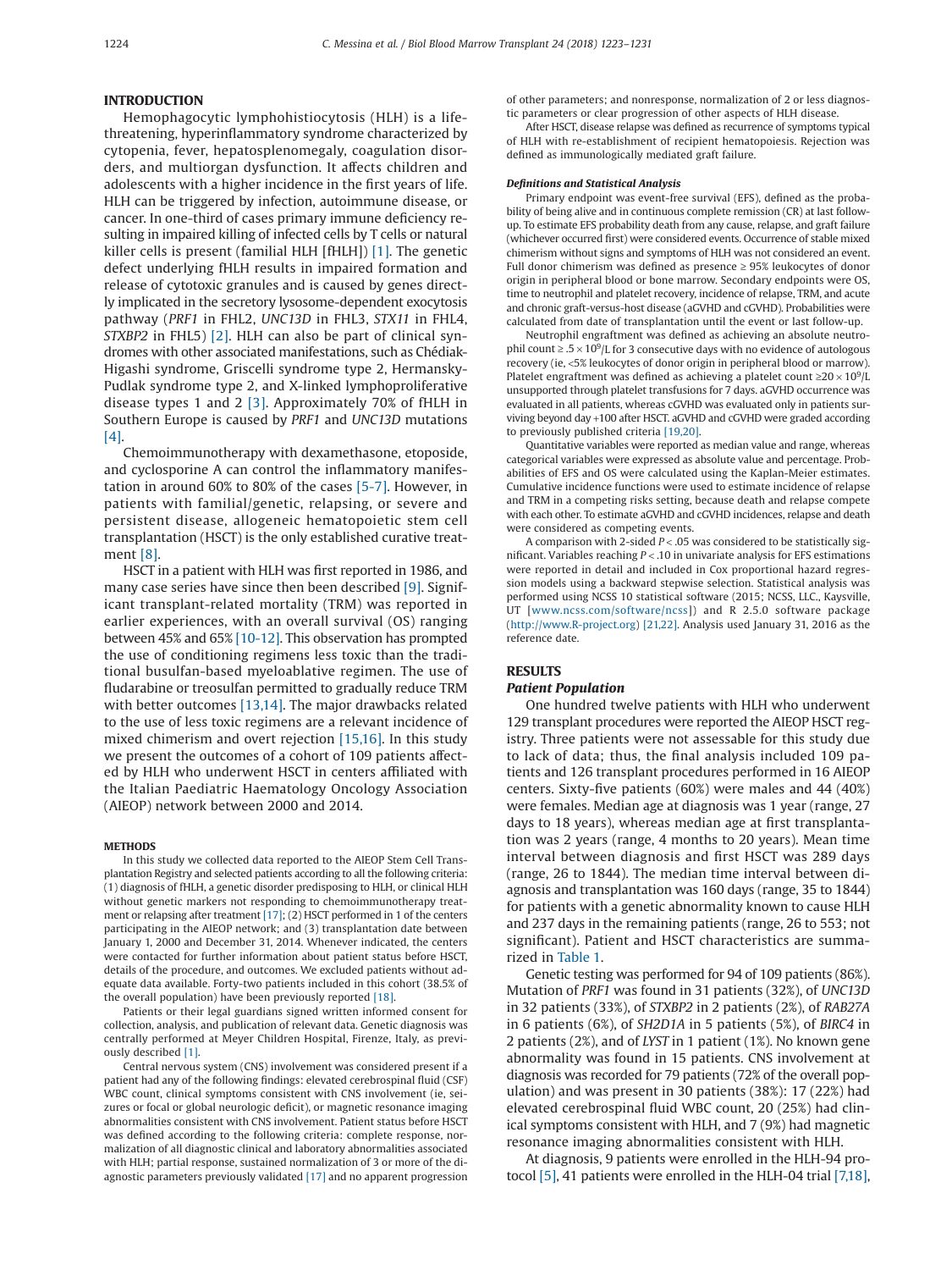## INTRODUCTION

Hemophagocytic lymphohistiocytosis (HLH) is a life-threatening, hyperinflammatory syndrome characterized by cytopenia, fever, hepatosplenomegaly, coagulation disorders, and multiorgan dysfunction. It affects children and adolescents with a higher incidence in the first years of life. HLH can be triggered by infection, autoimmune disease, or cancer. In one-third of cases primary immune deficiency resulting in impaired killing of infected cells by T cells or natural killer cells is present (familial HLH [fHLH]) [1]. The genetic defect underlying fHLH results in impaired formation and release of cytotoxic granules and is caused by genes directly implicated in the secretory lysosome-dependent exocytosis pathway (*PRF1* in FHL2, *UNC13D* in FHL3, *STX11* in FHL4, *STXBP2* in FHL5) [2]. HLH can also be part of clinical syndromes with other associated manifestations, such as Chédiak-Higashi syndrome, Griscelli syndrome type 2, Hermansky-Pudlak syndrome type 2, and X-linked lymphoproliferative disease types 1 and 2 [3]. Approximately 70% of fHLH in Southern Europe is caused by *PRF1* and *UNC13D* mutations [4].

Chemoimmunotherapy with dexamethasone, etoposide, and cyclosporine A can control the inflammatory manifestation in around 60% to 80% of the cases [5-7]. However, in patients with familial/genetic, relapsing, or severe and persistent disease, allogeneic hematopoietic stem cell transplantation (HSCT) is the only established curative treatment [8].

HSCT in a patient with HLH was first reported in 1986, and many case series have since then been described [9]. Significant transplant-related mortality (TRM) was reported in earlier experiences, with an overall survival (OS) ranging between 45% and 65% [10-12]. This observation has prompted the use of conditioning regimens less toxic than the traditional busulfan-based myeloablative regimen. The use of fludarabine or treosulfan permitted to gradually reduce TRM with better outcomes [13,14]. The major drawbacks related to the use of less toxic regimens are a relevant incidence of mixed chimerism and overt rejection [15,16]. In this study we present the outcomes of a cohort of 109 patients affected by HLH who underwent HSCT in centers affiliated with the Italian Paediatric Haematology Oncology Association (AIEOP) network between 2000 and 2014.

## METHODS

In this study we collected data reported to the AIEOP Stem Cell Transplantation Registry and selected patients according to all the following criteria: (1) diagnosis of fHLH, a genetic disorder predisposing to HLH, or clinical HLH without genetic markers not responding to chemoimmunotherapy treatment or relapsing after treatment [17]; (2) HSCT performed in 1 of the centers participating in the AIEOP network; and (3) transplantation date between January 1, 2000 and December 31, 2014. Whenever indicated, the centers were contacted for further information about patient status before HSCT, details of the procedure, and outcomes. We excluded patients without adequate data available. Forty-two patients included in this cohort (38.5% of the overall population) have been previously reported [18].

Patients or their legal guardians signed written informed consent for collection, analysis, and publication of relevant data. Genetic diagnosis was centrally performed at Meyer Children Hospital, Firenze, Italy, as previously described [1].

Central nervous system (CNS) involvement was considered present if a patient had any of the following findings: elevated cerebrospinal fluid (CSF) WBC count, clinical symptoms consistent with CNS involvement (ie, seizures or focal or global neurologic deficit), or magnetic resonance imaging abnormalities consistent with CNS involvement. Patient status before HSCT was defined according to the following criteria: complete response, normalization of all diagnostic clinical and laboratory abnormalities associated with HLH; partial response, sustained normalization of 3 or more of the diagnostic parameters previously validated [17] and no apparent progression of other parameters; and nonresponse, normalization of 2 or less diagnostic parameters or clear progression of other aspects of HLH disease.

After HSCT, disease relapse was defined as recurrence of symptoms typical of HLH with re-establishment of recipient hematopoiesis. Rejection was defined as immunologically mediated graft failure.

### *Definitions and Statistical Analysis*

Primary endpoint was event-free survival (EFS), defined as the probability of being alive and in continuous complete remission (CR) at last follow-up. To estimate EFS probability death from any cause, relapse, and graft failure (whichever occurred first) were considered events. Occurrence of stable mixed chimerism without signs and symptoms of HLH was not considered an event. Full donor chimerism was defined as presence ≥ 95% leukocytes of donor origin in peripheral blood or bone marrow. Secondary endpoints were OS, time to neutrophil and platelet recovery, incidence of relapse, TRM, and acute and chronic graft-versus-host disease (aGVHD and cGVHD). Probabilities were calculated from date of transplantation until the event or last follow-up.

Neutrophil engraftment was defined as achieving an absolute neutrophil count $\geq .5 \times 10^9$/L for 3 consecutive days with no evidence of autologous recovery (ie, <5% leukocytes of donor origin in peripheral blood or marrow). Platelet engraftment was defined as achieving a platelet count $\geq 20 \times 10^9$/L unsupported through platelet transfusions for 7 days. aGVHD occurrence was evaluated in all patients, whereas cGVHD was evaluated only in patients surviving beyond day +100 after HSCT. aGVHD and cGVHD were graded according to previously published criteria [19,20].

Quantitative variables were reported as median value and range, whereas categorical variables were expressed as absolute value and percentage. Probabilities of EFS and OS were calculated using the Kaplan-Meier estimates. Cumulative incidence functions were used to estimate incidence of relapse and TRM in a competing risks setting, because death and relapse compete with each other. To estimate aGVHD and cGVHD incidences, relapse and death were considered as competing events.

A comparison with 2-sided $P < .05$ was considered to be statistically significant. Variables reaching $P < .10$ in univariate analysis for EFS estimations were reported in detail and included in Cox proportional hazard regression models using a backward stepwise selection. Statistical analysis was performed using NCSS 10 statistical software (2015; NCSS, LLC., Kaysville, UT [www.ncss.com/software/ncss]) and R 2.5.0 software package (http://www.R-project.org) [21,22]. Analysis used January 31, 2016 as the reference date.

## RESULTS

### *Patient Population*

One hundred twelve patients with HLH who underwent 129 transplant procedures were reported the AIEOP HSCT registry. Three patients were not assessable for this study due to lack of data; thus, the final analysis included 109 patients and 126 transplant procedures performed in 16 AIEOP centers. Sixty-five patients (60%) were males and 44 (40%) were females. Median age at diagnosis was 1 year (range, 27 days to 18 years), whereas median age at first transplantation was 2 years (range, 4 months to 20 years). Mean time interval between diagnosis and first HSCT was 289 days (range, 26 to 1844). The median time interval between diagnosis and transplantation was 160 days (range, 35 to 1844) for patients with a genetic abnormality known to cause HLH and 237 days in the remaining patients (range, 26 to 553; not significant). Patient and HSCT characteristics are summarized in Table 1.

Genetic testing was performed for 94 of 109 patients (86%). Mutation of *PRF1* was found in 31 patients (32%), of *UNC13D* in 32 patients (33%), of *STXBP2* in 2 patients (2%), of *RAB27A* in 6 patients (6%), of *SH2D1A* in 5 patients (5%), of *BIRC4* in 2 patients (2%), and of *LYST* in 1 patient (1%). No known gene abnormality was found in 15 patients. CNS involvement at diagnosis was recorded for 79 patients (72% of the overall population) and was present in 30 patients (38%): 17 (22%) had elevated cerebrospinal fluid WBC count, 20 (25%) had clinical symptoms consistent with HLH, and 7 (9%) had magnetic resonance imaging abnormalities consistent with HLH.

At diagnosis, 9 patients were enrolled in the HLH-94 protocol [5], 41 patients were enrolled in the HLH-04 trial [7,18],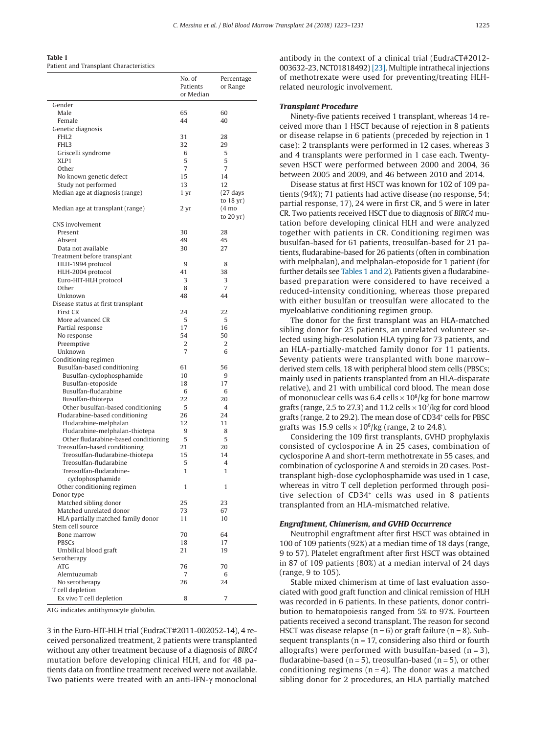**Table 1**
Patient and Transplant Characteristics

| | No. of Patients or Median | Percentage or Range |
|---|---|---|
| Gender | | |
| Male | 65 | 60 |
| Female | 44 | 40 |
| Genetic diagnosis | | |
| FHL2 | 31 | 28 |
| FHL3 | 32 | 29 |
| Griscelli syndrome | 6 | 5 |
| XLP1 | 5 | 5 |
| Other | 7 | 7 |
| No known genetic defect | 15 | 14 |
| Study not performed | 13 | 12 |
| Median age at diagnosis (range) | 1 yr | (27 days to 18 yr) |
| Median age at transplant (range) | 2 yr | (4 mo to 20 yr) |
| CNS involvement | | |
| Present | 30 | 28 |
| Absent | 49 | 45 |
| Data not available | 30 | 27 |
| Treatment before transplant | | |
| HLH-1994 protocol | 9 | 8 |
| HLH-2004 protocol | 41 | 38 |
| Euro-HIT-HLH protocol | 3 | 3 |
| Other | 8 | 7 |
| Unknown | 48 | 44 |
| Disease status at first transplant | | |
| First CR | 24 | 22 |
| More advanced CR | 5 | 5 |
| Partial response | 17 | 16 |
| No response | 54 | 50 |
| Preemptive | 2 | 2 |
| Unknown | 7 | 6 |
| Conditioning regimen | | |
| Busulfan-based conditioning | 61 | 56 |
| Busulfan-cyclophosphamide | 10 | 9 |
| Busulfan-etoposide | 18 | 17 |
| Busulfan-fludarabine | 6 | 6 |
| Busulfan-thiotepa | 22 | 20 |
| Other busulfan-based conditioning | 5 | 4 |
| Fludarabine-based conditioning | 26 | 24 |
| Fludarabine-melphalan | 12 | 11 |
| Fludarabine-melphalan-thiotepa | 9 | 8 |
| Other fludarabine-based conditioning | 5 | 5 |
| Treosulfan-based conditioning | 21 | 20 |
| Treosulfan-fludarabine-thiotepa | 15 | 14 |
| Treosulfan-fludarabine | 5 | 4 |
| Treosulfan-fludarabine-cyclophosphamide | 1 | 1 |
| Other conditioning regimen | 1 | 1 |
| Donor type | | |
| Matched sibling donor | 25 | 23 |
| Matched unrelated donor | 73 | 67 |
| HLA partially matched family donor | 11 | 10 |
| Stem cell source | | |
| Bone marrow | 70 | 64 |
| PBSCs | 18 | 17 |
| Umbilical blood graft | 21 | 19 |
| Serotherapy | | |
| ATG | 76 | 70 |
| Alemtuzumab | 7 | 6 |
| No serotherapy | 26 | 24 |
| T cell depletion | | |
| Ex vivo T cell depletion | 8 | 7 |

ATG indicates antithymocyte globulin.

3 in the Euro-HIT-HLH trial (EudraCT#2011-002052-14), 4 received personalized treatment, 2 patients were transplanted without any other treatment because of a diagnosis of *BIRC4* mutation before developing clinical HLH, and for 48 patients data on frontline treatment received were not available. Two patients were treated with an anti-IFN-γ monoclonal antibody in the context of a clinical trial (EudraCT#2012-003632-23, NCT01818492) [23]. Multiple intrathecal injections of methotrexate were used for preventing/treating HLH-related neurologic involvement.

### *Transplant Procedure*

Ninety-five patients received 1 transplant, whereas 14 received more than 1 HSCT because of rejection in 8 patients or disease relapse in 6 patients (preceded by rejection in 1 case): 2 transplants were performed in 12 cases, whereas 3 and 4 transplants were performed in 1 case each. Twenty-seven HSCT were performed between 2000 and 2004, 36 between 2005 and 2009, and 46 between 2010 and 2014.

Disease status at first HSCT was known for 102 of 109 patients (94%); 71 patients had active disease (no response, 54; partial response, 17), 24 were in first CR, and 5 were in later CR. Two patients received HSCT due to diagnosis of *BIRC4* mutation before developing clinical HLH and were analyzed together with patients in CR. Conditioning regimen was busulfan-based for 61 patients, treosulfan-based for 21 patients, fludarabine-based for 26 patients (often in combination with melphalan), and melphalan-etoposide for 1 patient (for further details see Tables 1 and 2). Patients given a fludarabine-based preparation were considered to have received a reduced-intensity conditioning, whereas those prepared with either busulfan or treosulfan were allocated to the myeloablative conditioning regimen group.

The donor for the first transplant was an HLA-matched sibling donor for 25 patients, an unrelated volunteer selected using high-resolution HLA typing for 73 patients, and an HLA-partially-matched family donor for 11 patients. Seventy patients were transplanted with bone marrow–derived stem cells, 18 with peripheral blood stem cells (PBSCs; mainly used in patients transplanted from an HLA-disparate relative), and 21 with umbilical cord blood. The mean dose of mononuclear cells was 6.4 cells $\times$ $10^8$/kg for bone marrow grafts (range, 2.5 to 27.3) and 11.2 cells $\times$ $10^7$/kg for cord blood grafts (range, 2 to 29.2). The mean dose of $CD34^+$ cells for PBSC grafts was 15.9 cells $\times$ $10^6$/kg (range, 2 to 24.8).

Considering the 109 first transplants, GVHD prophylaxis consisted of cyclosporine A in 25 cases, combination of cyclosporine A and short-term methotrexate in 55 cases, and combination of cyclosporine A and steroids in 20 cases. Post-transplant high-dose cyclophosphamide was used in 1 case, whereas in vitro T cell depletion performed through positive selection of $CD34^+$ cells was used in 8 patients transplanted from an HLA-mismatched relative.

### *Engraftment, Chimerism, and GVHD Occurrence*

Neutrophil engraftment after first HSCT was obtained in 100 of 109 patients (92%) at a median time of 18 days (range, 9 to 57). Platelet engraftment after first HSCT was obtained in 87 of 109 patients (80%) at a median interval of 24 days (range, 9 to 105).

Stable mixed chimerism at time of last evaluation associated with good graft function and clinical remission of HLH was recorded in 6 patients. In these patients, donor contribution to hematopoiesis ranged from 5% to 97%. Fourteen patients received a second transplant. The reason for second HSCT was disease relapse (n = 6) or graft failure (n = 8). Subsequent transplants (n = 17, considering also third or fourth allografts) were performed with busulfan-based (n = 3), fludarabine-based (n = 5), treosulfan-based (n = 5), or other conditioning regimens (n = 4). The donor was a matched sibling donor for 2 procedures, an HLA partially matched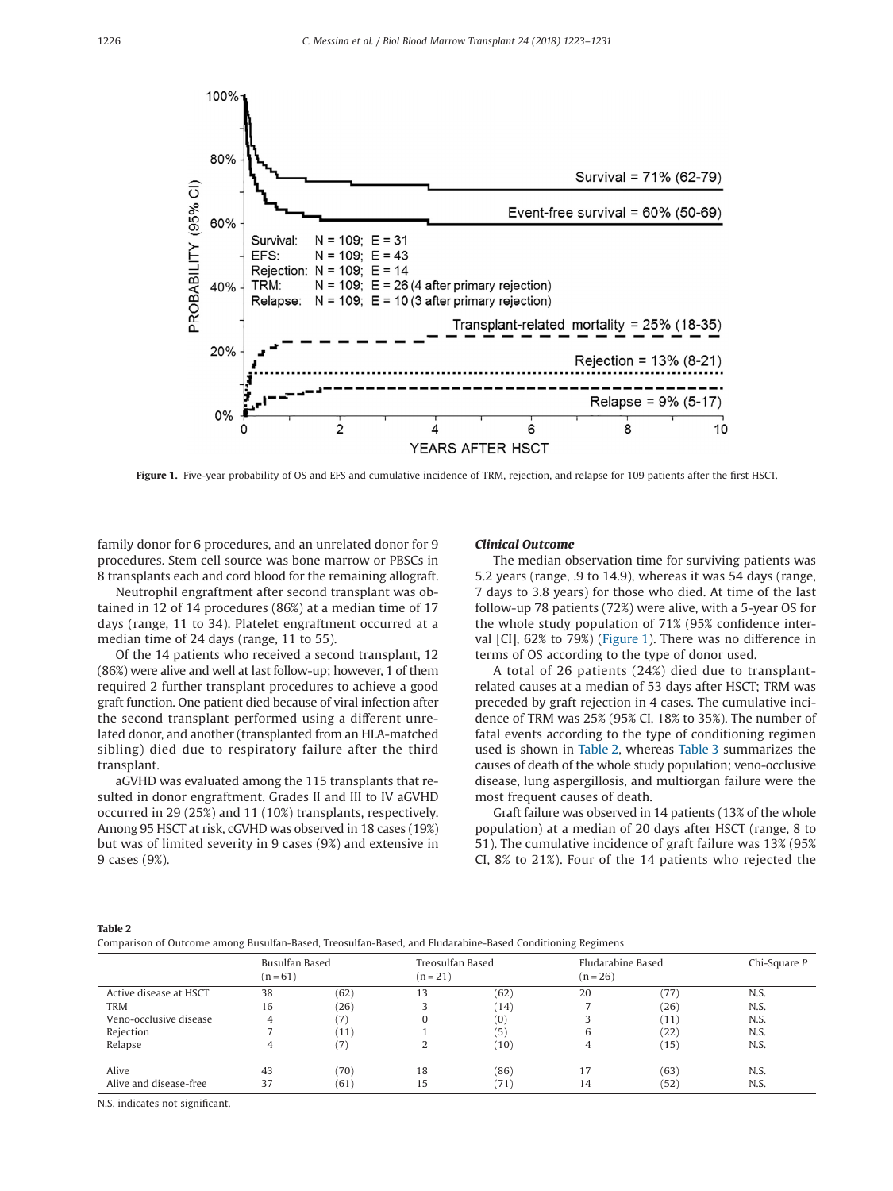Figure 1. Five-year probability of OS and EFS and cumulative incidence of TRM, rejection, and relapse for 109 patients after the first HSCT.

family donor for 6 procedures, and an unrelated donor for 9 procedures. Stem cell source was bone marrow or PBSCs in 8 transplants each and cord blood for the remaining allograft.

Neutrophil engraftment after second transplant was obtained in 12 of 14 procedures (86%) at a median time of 17 days (range, 11 to 34). Platelet engraftment occurred at a median time of 24 days (range, 11 to 55).

Of the 14 patients who received a second transplant, 12 (86%) were alive and well at last follow-up; however, 1 of them required 2 further transplant procedures to achieve a good graft function. One patient died because of viral infection after the second transplant performed using a different unrelated donor, and another (transplanted from an HLA-matched sibling) died due to respiratory failure after the third transplant.

aGVHD was evaluated among the 115 transplants that resulted in donor engraftment. Grades II and III to IV aGVHD occurred in 29 (25%) and 11 (10%) transplants, respectively. Among 95 HSCT at risk, cGVHD was observed in 18 cases (19%) but was of limited severity in 9 cases (9%) and extensive in 9 cases (9%).

### *Clinical Outcome*

The median observation time for surviving patients was 5.2 years (range, .9 to 14.9), whereas it was 54 days (range, 7 days to 3.8 years) for those who died. At time of the last follow-up 78 patients (72%) were alive, with a 5-year OS for the whole study population of 71% (95% confidence interval [CI], 62% to 79%) (Figure 1). There was no difference in terms of OS according to the type of donor used.

A total of 26 patients (24%) died due to transplant-related causes at a median of 53 days after HSCT; TRM was preceded by graft rejection in 4 cases. The cumulative incidence of TRM was 25% (95% CI, 18% to 35%). The number of fatal events according to the type of conditioning regimen used is shown in Table 2, whereas Table 3 summarizes the causes of death of the whole study population; veno-occlusive disease, lung aspergillosis, and multiorgan failure were the most frequent causes of death.

Graft failure was observed in 14 patients (13% of the whole population) at a median of 20 days after HSCT (range, 8 to 51). The cumulative incidence of graft failure was 13% (95% CI, 8% to 21%). Four of the 14 patients who rejected the

**Table 2**
Comparison of Outcome among Busulfan-Based, Treosulfan-Based, and Fludarabine-Based Conditioning Regimens

| | Busulfan Based (n = 61) | | Treosulfan Based (n = 21) | | Fludarabine Based (n = 26) | | Chi-Square *P* |
|---|---|---|---|---|---|---|---|
| Active disease at HSCT | 38 | (62) | 13 | (62) | 20 | (77) | N.S. |
| TRM | 16 | (26) | 3 | (14) | 7 | (26) | N.S. |
| Veno-occlusive disease | 4 | (7) | 0 | (0) | 3 | (11) | N.S. |
| Rejection | 7 | (11) | 1 | (5) | 6 | (22) | N.S. |
| Relapse | 4 | (7) | 2 | (10) | 4 | (15) | N.S. |
| Alive | 43 | (70) | 18 | (86) | 17 | (63) | N.S. |
| Alive and disease-free | 37 | (61) | 15 | (71) | 14 | (52) | N.S. |

N.S. indicates not significant.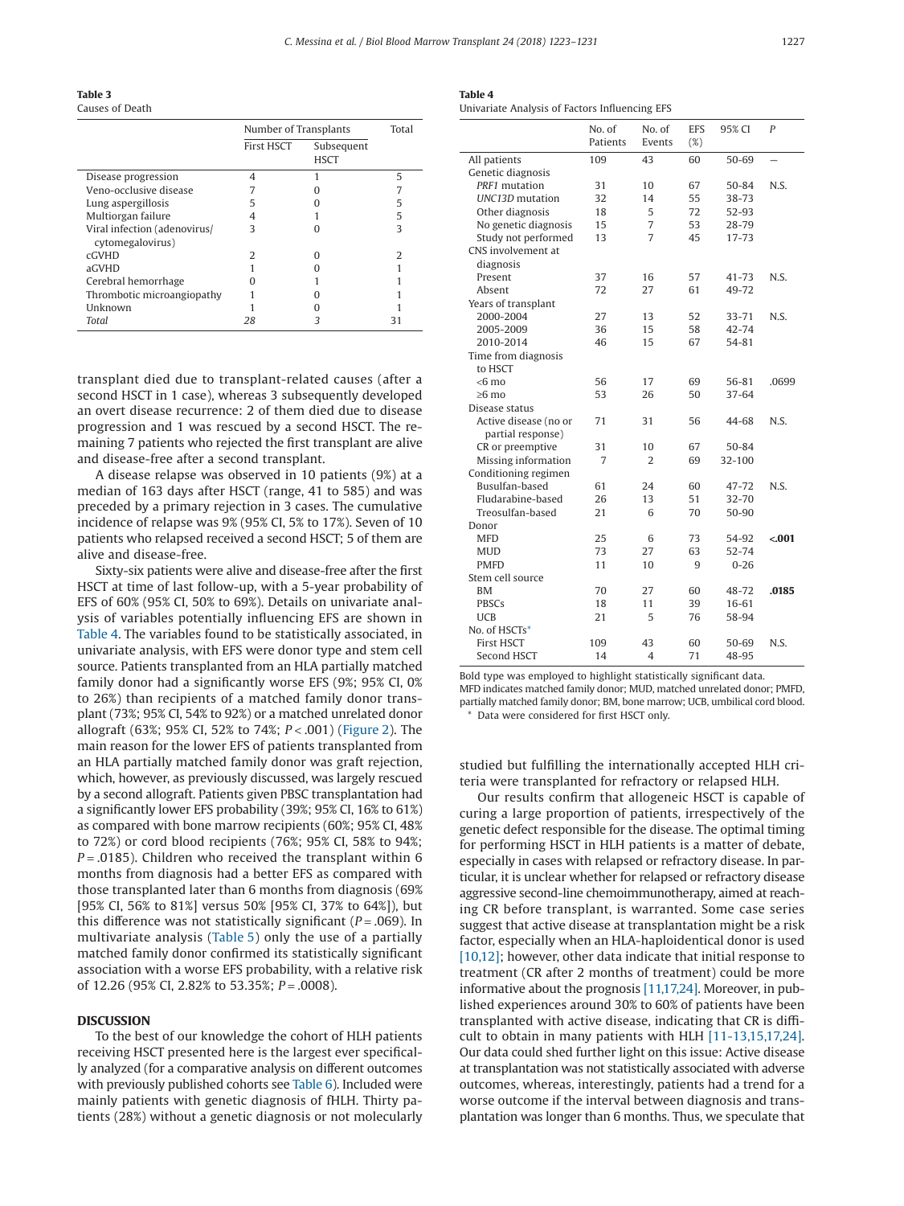**Table 3**
Causes of Death

| | Number of Transplants | | Total |
|---|---|---|---|
| | First HSCT | Subsequent HSCT | |
| Disease progression | 4 | 1 | 5 |
| Veno-occlusive disease | 7 | 0 | 7 |
| Lung aspergillosis | 5 | 0 | 5 |
| Multiorgan failure | 4 | 1 | 5 |
| Viral infection (adenovirus/cytomegalovirus) | 3 | 0 | 3 |
| cGVHD | 2 | 0 | 2 |
| aGVHD | 1 | 0 | 1 |
| Cerebral hemorrhage | 0 | 1 | 1 |
| Thrombotic microangiopathy | 1 | 0 | 1 |
| Unknown | 1 | 0 | 1 |
| *Total* | *28* | *3* | *31* |

transplant died due to transplant-related causes (after a second HSCT in 1 case), whereas 3 subsequently developed an overt disease recurrence: 2 of them died due to disease progression and 1 was rescued by a second HSCT. The remaining 7 patients who rejected the first transplant are alive and disease-free after a second transplant.

A disease relapse was observed in 10 patients (9%) at a median of 163 days after HSCT (range, 41 to 585) and was preceded by a primary rejection in 3 cases. The cumulative incidence of relapse was 9% (95% CI, 5% to 17%). Seven of 10 patients who relapsed received a second HSCT; 5 of them are alive and disease-free.

Sixty-six patients were alive and disease-free after the first HSCT at time of last follow-up, with a 5-year probability of EFS of 60% (95% CI, 50% to 69%). Details on univariate analysis of variables potentially influencing EFS are shown in Table 4. The variables found to be statistically associated, in univariate analysis, with EFS were donor type and stem cell source. Patients transplanted from an HLA partially matched family donor had a significantly worse EFS (9%; 95% CI, 0% to 26%) than recipients of a matched family donor transplant (73%; 95% CI, 54% to 92%) or a matched unrelated donor allograft (63%; 95% CI, 52% to 74%; $P < .001$) (Figure 2). The main reason for the lower EFS of patients transplanted from an HLA partially matched family donor was graft rejection, which, however, as previously discussed, was largely rescued by a second allograft. Patients given PBSC transplantation had a significantly lower EFS probability (39%; 95% CI, 16% to 61%) as compared with bone marrow recipients (60%; 95% CI, 48% to 72%) or cord blood recipients (76%; 95% CI, 58% to 94%; $P = .0185$). Children who received the transplant within 6 months from diagnosis had a better EFS as compared with those transplanted later than 6 months from diagnosis (69% [95% CI, 56% to 81%] versus 50% [95% CI, 37% to 64%]), but this difference was not statistically significant ($P = .069$). In multivariate analysis (Table 5) only the use of a partially matched family donor confirmed its statistically significant association with a worse EFS probability, with a relative risk of 12.26 (95% CI, 2.82% to 53.35%; $P = .0008$).

**Table 4**
Univariate Analysis of Factors Influencing EFS

| | No. of Patients | No. of Events | EFS (%) | 95% CI | *P* |
|---|---|---|---|---|---|
| All patients | 109 | 43 | 60 | 50-69 | — |
| Genetic diagnosis | | | | | |
| *PRF1* mutation | 31 | 10 | 67 | 50-84 | N.S. |
| *UNC13D* mutation | 32 | 14 | 55 | 38-73 | |
| Other diagnosis | 18 | 5 | 72 | 52-93 | |
| No genetic diagnosis | 15 | 7 | 53 | 28-79 | |
| Study not performed | 13 | 7 | 45 | 17-73 | |
| CNS involvement at diagnosis | | | | | |
| Present | 37 | 16 | 57 | 41-73 | N.S. |
| Absent | 72 | 27 | 61 | 49-72 | |
| Years of transplant | | | | | |
| 2000-2004 | 27 | 13 | 52 | 33-71 | N.S. |
| 2005-2009 | 36 | 15 | 58 | 42-74 | |
| 2010-2014 | 46 | 15 | 67 | 54-81 | |
| Time from diagnosis to HSCT | | | | | |
| <6 mo | 56 | 17 | 69 | 56-81 | .0699 |
| ≥6 mo | 53 | 26 | 50 | 37-64 | |
| Disease status | | | | | |
| Active disease (no or partial response) | 71 | 31 | 56 | 44-68 | N.S. |
| CR or preemptive | 31 | 10 | 67 | 50-84 | |
| Missing information | 7 | 2 | 69 | 32-100 | |
| Conditioning regimen | | | | | |
| Busulfan-based | 61 | 24 | 60 | 47-72 | N.S. |
| Fludarabine-based | 26 | 13 | 51 | 32-70 | |
| Treosulfan-based | 21 | 6 | 70 | 50-90 | |
| Donor | | | | | |
| MFD | 25 | 6 | 73 | 54-92 | **<.001** |
| MUD | 73 | 27 | 63 | 52-74 | |
| PMFD | 11 | 10 | 9 | 0-26 | |
| Stem cell source | | | | | |
| BM | 70 | 27 | 60 | 48-72 | **.0185** |
| PBSCs | 18 | 11 | 39 | 16-61 | |
| UCB | 21 | 5 | 76 | 58-94 | |
| No. of HSCTs* | | | | | |
| First HSCT | 109 | 43 | 60 | 50-69 | N.S. |
| Second HSCT | 14 | 4 | 71 | 48-95 | |

Bold type was employed to highlight statistically significant data.
MFD indicates matched family donor; MUD, matched unrelated donor; PMFD, partially matched family donor; BM, bone marrow; UCB, umbilical cord blood.
\* Data were considered for first HSCT only.

## DISCUSSION

To the best of our knowledge the cohort of HLH patients receiving HSCT presented here is the largest ever specifically analyzed (for a comparative analysis on different outcomes with previously published cohorts see Table 6). Included were mainly patients with genetic diagnosis of fHLH. Thirty patients (28%) without a genetic diagnosis or not molecularly studied but fulfilling the internationally accepted HLH criteria were transplanted for refractory or relapsed HLH.

Our results confirm that allogeneic HSCT is capable of curing a large proportion of patients, irrespectively of the genetic defect responsible for the disease. The optimal timing for performing HSCT in HLH patients is a matter of debate, especially in cases with relapsed or refractory disease. In particular, it is unclear whether for relapsed or refractory disease aggressive second-line chemoimmunotherapy, aimed at reaching CR before transplant, is warranted. Some case series suggest that active disease at transplantation might be a risk factor, especially when an HLA-haploidentical donor is used [10,12]; however, other data indicate that initial response to treatment (CR after 2 months of treatment) could be more informative about the prognosis [11,17,24]. Moreover, in published experiences around 30% to 60% of patients have been transplanted with active disease, indicating that CR is difficult to obtain in many patients with HLH [11-13,15,17,24]. Our data could shed further light on this issue: Active disease at transplantation was not statistically associated with adverse outcomes, whereas, interestingly, patients had a trend for a worse outcome if the interval between diagnosis and transplantation was longer than 6 months. Thus, we speculate that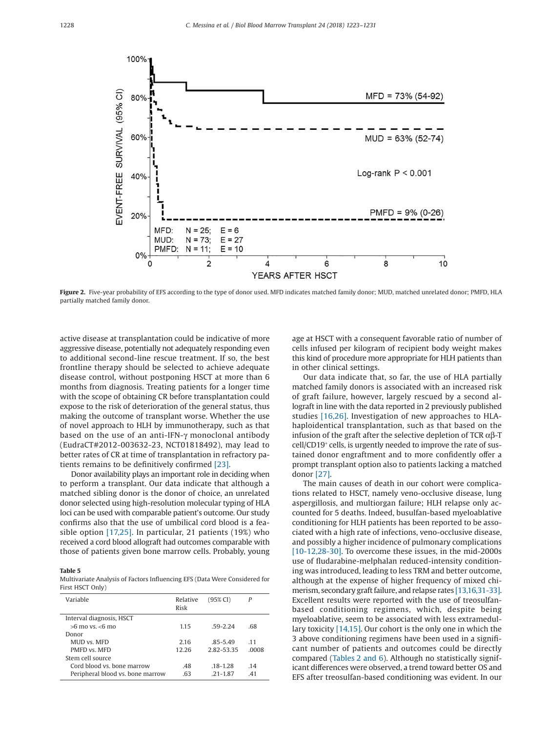**Figure 2.** Five-year probability of EFS according to the type of donor used. MFD indicates matched family donor; MUD, matched unrelated donor; PMFD, HLA partially matched family donor.

active disease at transplantation could be indicative of more aggressive disease, potentially not adequately responding even to additional second-line rescue treatment. If so, the best frontline therapy should be selected to achieve adequate disease control, without postponing HSCT at more than 6 months from diagnosis. Treating patients for a longer time with the scope of obtaining CR before transplantation could expose to the risk of deterioration of the general status, thus making the outcome of transplant worse. Whether the use of novel approach to HLH by immunotherapy, such as that based on the use of an anti-IFN-γ monoclonal antibody (EudraCT#2012-003632-23, NCT01818492), may lead to better rates of CR at time of transplantation in refractory patients remains to be definitively confirmed [23].

Donor availability plays an important role in deciding when to perform a transplant. Our data indicate that although a matched sibling donor is the donor of choice, an unrelated donor selected using high-resolution molecular typing of HLA loci can be used with comparable patient's outcome. Our study confirms also that the use of umbilical cord blood is a feasible option [17,25]. In particular, 21 patients (19%) who received a cord blood allograft had outcomes comparable with those of patients given bone marrow cells. Probably, young age at HSCT with a consequent favorable ratio of number of cells infused per kilogram of recipient body weight makes this kind of procedure more appropriate for HLH patients than in other clinical settings.

Our data indicate that, so far, the use of HLA partially matched family donors is associated with an increased risk of graft failure, however, largely rescued by a second allograft in line with the data reported in 2 previously published studies [16,26]. Investigation of new approaches to HLA-haploidentical transplantation, such as that based on the infusion of the graft after the selective depletion of TCR αβ-T cell/CD19+ cells, is urgently needed to improve the rate of sustained donor engraftment and to more confidently offer a prompt transplant option also to patients lacking a matched donor [27].

The main causes of death in our cohort were complications related to HSCT, namely veno-occlusive disease, lung aspergillosis, and multiorgan failure; HLH relapse only accounted for 5 deaths. Indeed, busulfan-based myeloablative conditioning for HLH patients has been reported to be associated with a high rate of infections, veno-occlusive disease, and possibly a higher incidence of pulmonary complications [10-12,28-30]. To overcome these issues, in the mid-2000s use of fludarabine-melphalan reduced-intensity conditioning was introduced, leading to less TRM and better outcome, although at the expense of higher frequency of mixed chimerism, secondary graft failure, and relapse rates [13,16,31-33]. Excellent results were reported with the use of treosulfan-based conditioning regimens, which, despite being myeloablative, seem to be associated with less extramedullary toxicity [14,15]. Our cohort is the only one in which the 3 above conditioning regimens have been used in a significant number of patients and outcomes could be directly compared (Tables 2 and 6). Although no statistically significant differences were observed, a trend toward better OS and EFS after treosulfan-based conditioning was evident. In our

**Table 5**
Multivariate Analysis of Factors Influencing EFS (Data Were Considered for First HSCT Only)

| Variable | Relative Risk | (95% CI) | *P* |
|---|---|---|---|
| Interval diagnosis, HSCT | | | |
| >6 mo vs. <6 mo | 1.15 | .59-2.24 | .68 |
| Donor | | | |
| MUD vs. MFD | 2.16 | .85-5.49 | .11 |
| PMFD vs. MFD | 12.26 | 2.82-53.35 | .0008 |
| Stem cell source | | | |
| Cord blood vs. bone marrow | .48 | .18-1.28 | .14 |
| Peripheral blood vs. bone marrow | .63 | .21-1.87 | .41 |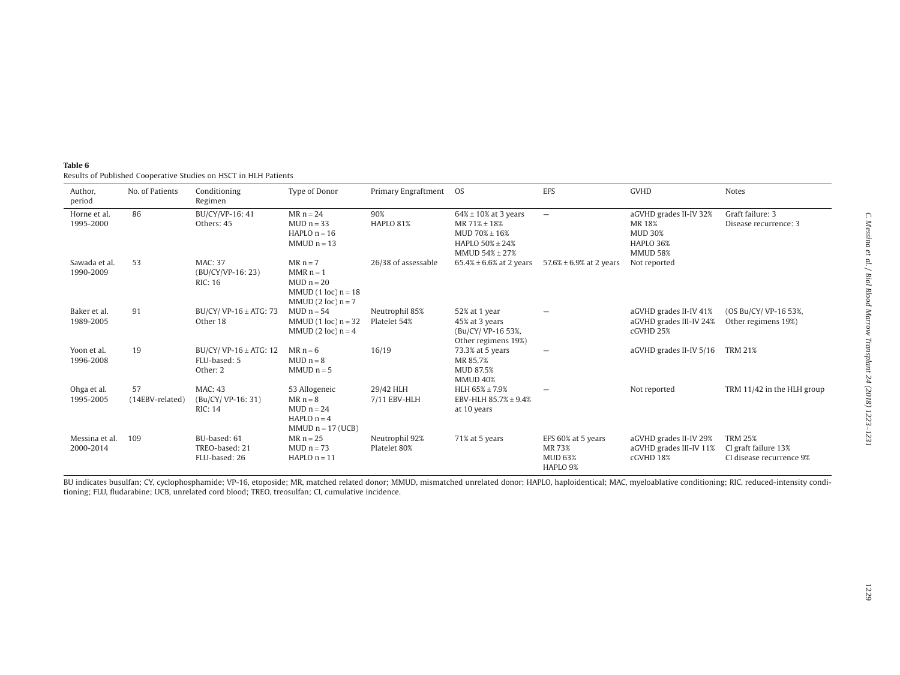**Table 6**
Results of Published Cooperative Studies on HSCT in HLH Patients

| Author, period | No. of Patients | Conditioning Regimen | Type of Donor | Primary Engraftment | OS | EFS | GVHD | Notes |
|---|---|---|---|---|---|---|---|---|
| Horne et al. 1995-2000 | 86 | BU/CY/VP-16: 41<br>Others: 45 | MR n = 24<br>MUD n = 33<br>HAPLO n = 16<br>MMUD n = 13 | 90%<br>HAPLO 81% | 64% ± 10% at 3 years<br>MR 71% ± 18%<br>MUD 70% ± 16%<br>HAPLO 50% ± 24%<br>MMUD 54% ± 27% | — | aGVHD grades II-IV 32%<br>MR 18%<br>MUD 30%<br>HAPLO 36%<br>MMUD 58% | Graft failure: 3<br>Disease recurrence: 3 |
| Sawada et al. 1990-2009 | 53 | MAC: 37<br>(BU/CY/VP-16: 23)<br>RIC: 16 | MR n = 7<br>MMR n = 1<br>MUD n = 20<br>MMUD (1 loc) n = 18<br>MMUD (2 loc) n = 7 | 26/38 of assessable | 65.4% ± 6.6% at 2 years | 57.6% ± 6.9% at 2 years | Not reported | |
| Baker et al. 1989-2005 | 91 | BU/CY/ VP-16 ± ATG: 73<br>Other 18 | MUD n = 54<br>MMUD (1 loc) n = 32<br>MMUD (2 loc) n = 4 | Neutrophil 85%<br>Platelet 54% | 52% at 1 year<br>45% at 3 years<br>(Bu/CY/ VP-16 53%, Other regimens 19%) | — | aGVHD grades II-IV 41%<br>aGVHD grades III-IV 24%<br>cGVHD 25% | (OS Bu/CY/ VP-16 53%, Other regimens 19%) |
| Yoon et al. 1996-2008 | 19 | BU/CY/ VP-16 ± ATG: 12<br>FLU-based: 5<br>Other: 2 | MR n = 6<br>MUD n = 8<br>MMUD n = 5 | 16/19 | 73.3% at 5 years<br>MR 85.7%<br>MUD 87.5%<br>MMUD 40% | — | aGVHD grades II-IV 5/16 | TRM 21% |
| Ohga et al. 1995-2005 | 57<br>(14EBV-related) | MAC: 43<br>(Bu/CY/ VP-16: 31)<br>RIC: 14 | 53 Allogeneic<br>MR n = 8<br>MUD n = 24<br>HAPLO n = 4<br>MMUD n = 17 (UCB) | 29/42 HLH<br>7/11 EBV-HLH | HLH 65% ± 7.9%<br>EBV-HLH 85.7% ± 9.4%<br>at 10 years | — | Not reported | TRM 11/42 in the HLH group |
| Messina et al. 2000-2014 | 109 | BU-based: 61<br>TREO-based: 21<br>FLU-based: 26 | MR n = 25<br>MUD n = 73<br>HAPLO n = 11 | Neutrophil 92%<br>Platelet 80% | 71% at 5 years | EFS 60% at 5 years<br>MR 73%<br>MUD 63%<br>HAPLO 9% | aGVHD grades II-IV 29%<br>aGVHD grades III-IV 11%<br>cGVHD 18% | TRM 25%<br>CI graft failure 13%<br>CI disease recurrence 9% |

BU indicates busulfan; CY, cyclophosphamide; VP-16, etoposide; MR, matched related donor; MMUD, mismatched unrelated donor; HAPLO, haploidentical; MAC, myeloablative conditioning; RIC, reduced-intensity conditioning; FLU, fludarabine; UCB, unrelated cord blood; TREO, treosulfan; CI, cumulative incidence.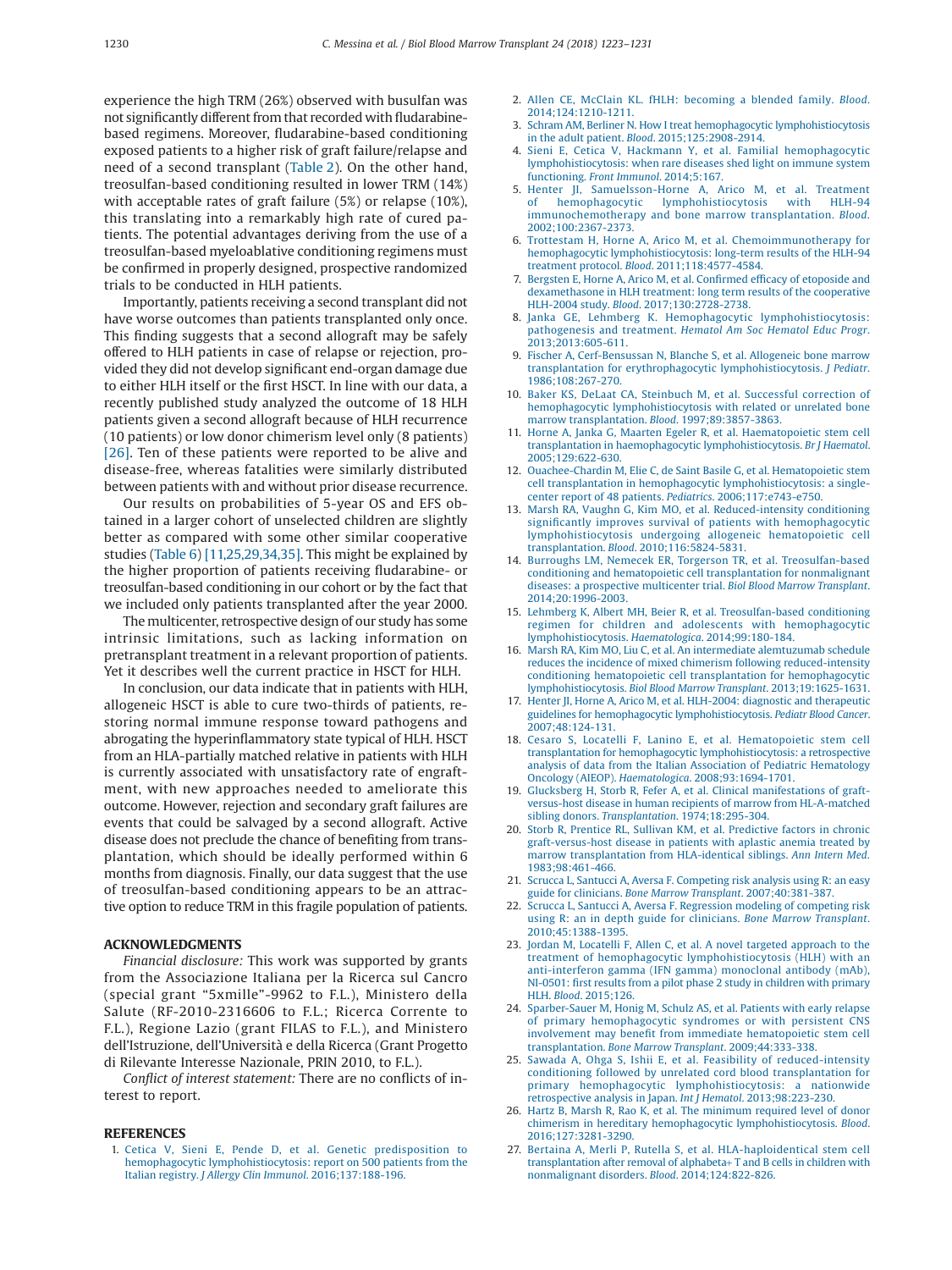experience the high TRM (26%) observed with busulfan was not significantly different from that recorded with fludarabine-based regimens. Moreover, fludarabine-based conditioning exposed patients to a higher risk of graft failure/relapse and need of a second transplant (Table 2). On the other hand, treosulfan-based conditioning resulted in lower TRM (14%) with acceptable rates of graft failure (5%) or relapse (10%), this translating into a remarkably high rate of cured patients. The potential advantages deriving from the use of a treosulfan-based myeloablative conditioning regimens must be confirmed in properly designed, prospective randomized trials to be conducted in HLH patients.

Importantly, patients receiving a second transplant did not have worse outcomes than patients transplanted only once. This finding suggests that a second allograft may be safely offered to HLH patients in case of relapse or rejection, provided they did not develop significant end-organ damage due to either HLH itself or the first HSCT. In line with our data, a recently published study analyzed the outcome of 18 HLH patients given a second allograft because of HLH recurrence (10 patients) or low donor chimerism level only (8 patients) [26]. Ten of these patients were reported to be alive and disease-free, whereas fatalities were similarly distributed between patients with and without prior disease recurrence.

Our results on probabilities of 5-year OS and EFS obtained in a larger cohort of unselected children are slightly better as compared with some other similar cooperative studies (Table 6) [11,25,29,34,35]. This might be explained by the higher proportion of patients receiving fludarabine- or treosulfan-based conditioning in our cohort or by the fact that we included only patients transplanted after the year 2000.

The multicenter, retrospective design of our study has some intrinsic limitations, such as lacking information on pretransplant treatment in a relevant proportion of patients. Yet it describes well the current practice in HSCT for HLH.

In conclusion, our data indicate that in patients with HLH, allogeneic HSCT is able to cure two-thirds of patients, restoring normal immune response toward pathogens and abrogating the hyperinflammatory state typical of HLH. HSCT from an HLA-partially matched relative in patients with HLH is currently associated with unsatisfactory rate of engraftment, with new approaches needed to ameliorate this outcome. However, rejection and secondary graft failures are events that could be salvaged by a second allograft. Active disease does not preclude the chance of benefiting from transplantation, which should be ideally performed within 6 months from diagnosis. Finally, our data suggest that the use of treosulfan-based conditioning appears to be an attractive option to reduce TRM in this fragile population of patients.

## ACKNOWLEDGMENTS

*Financial disclosure:* This work was supported by grants from the Associazione Italiana per la Ricerca sul Cancro (special grant "5xmille"-9962 to F.L.), Ministero della Salute (RF-2010-2316606 to F.L.; Ricerca Corrente to F.L.), Regione Lazio (grant FILAS to F.L.), and Ministero dell'Istruzione, dell'Università e della Ricerca (Grant Progetto di Rilevante Interesse Nazionale, PRIN 2010, to F.L.).

*Conflict of interest statement:* There are no conflicts of interest to report.

## REFERENCES

1. Cetica V, Sieni E, Pende D, et al. Genetic predisposition to hemophagocytic lymphohistiocytosis: report on 500 patients from the Italian registry. *J Allergy Clin Immunol*. 2016;137:188-196.
2. Allen CE, McClain KL. fHLH: becoming a blended family. *Blood*. 2014;124:1210-1211.
3. Schram AM, Berliner N. How I treat hemophagocytic lymphohistiocytosis in the adult patient. *Blood*. 2015;125:2908-2914.
4. Sieni E, Cetica V, Hackmann Y, et al. Familial hemophagocytic lymphohistiocytosis: when rare diseases shed light on immune system functioning. *Front Immunol*. 2014;5:167.
5. Henter JI, Samuelsson-Horne A, Arico M, et al. Treatment of hemophagocytic lymphohistiocytosis with HLH-94 immunochemotherapy and bone marrow transplantation. *Blood*. 2002;100:2367-2373.
6. Trottestam H, Horne A, Arico M, et al. Chemoimmunotherapy for hemophagocytic lymphohistiocytosis: long-term results of the HLH-94 treatment protocol. *Blood*. 2011;118:4577-4584.
7. Bergsten E, Horne A, Arico M, et al. Confirmed efficacy of etoposide and dexamethasone in HLH treatment: long term results of the cooperative HLH-2004 study. *Blood*. 2017;130:2728-2738.
8. Janka GE, Lehmberg K. Hemophagocytic lymphohistiocytosis: pathogenesis and treatment. *Hematol Am Soc Hematol Educ Progr*. 2013;2013:605-611.
9. Fischer A, Cerf-Bensussan N, Blanche S, et al. Allogeneic bone marrow transplantation for erythrophagocytic lymphohistiocytosis. *J Pediatr*. 1986;108:267-270.
10. Baker KS, DeLaat CA, Steinbuch M, et al. Successful correction of hemophagocytic lymphohistiocytosis with related or unrelated bone marrow transplantation. *Blood*. 1997;89:3857-3863.
11. Horne A, Janka G, Maarten Egeler R, et al. Haematopoietic stem cell transplantation in haemophagocytic lymphohistiocytosis. *Br J Haematol*. 2005;129:622-630.
12. Ouachee-Chardin M, Elie C, de Saint Basile G, et al. Hematopoietic stem cell transplantation in hemophagocytic lymphohistiocytosis: a single-center report of 48 patients. *Pediatrics*. 2006;117:e743-e750.
13. Marsh RA, Vaughn G, Kim MO, et al. Reduced-intensity conditioning significantly improves survival of patients with hemophagocytic lymphohistiocytosis undergoing allogeneic hematopoietic cell transplantation. *Blood*. 2010;116:5824-5831.
14. Burroughs LM, Nemecek ER, Torgerson TR, et al. Treosulfan-based conditioning and hematopoietic cell transplantation for nonmalignant diseases: a prospective multicenter trial. *Biol Blood Marrow Transplant*. 2014;20:1996-2003.
15. Lehmberg K, Albert MH, Beier R, et al. Treosulfan-based conditioning regimen for children and adolescents with hemophagocytic lymphohistiocytosis. *Haematologica*. 2014;99:180-184.
16. Marsh RA, Kim MO, Liu C, et al. An intermediate alemtuzumab schedule reduces the incidence of mixed chimerism following reduced-intensity conditioning hematopoietic cell transplantation for hemophagocytic lymphohistiocytosis. *Biol Blood Marrow Transplant*. 2013;19:1625-1631.
17. Henter JI, Horne A, Arico M, et al. HLH-2004: diagnostic and therapeutic guidelines for hemophagocytic lymphohistiocytosis. *Pediatr Blood Cancer*. 2007;48:124-131.
18. Cesaro S, Locatelli F, Lanino E, et al. Hematopoietic stem cell transplantation for hemophagocytic lymphohistiocytosis: a retrospective analysis of data from the Italian Association of Pediatric Hematology Oncology (AIEOP). *Haematologica*. 2008;93:1694-1701.
19. Glucksberg H, Storb R, Fefer A, et al. Clinical manifestations of graft-versus-host disease in human recipients of marrow from HL-A-matched sibling donors. *Transplantation*. 1974;18:295-304.
20. Storb R, Prentice RL, Sullivan KM, et al. Predictive factors in chronic graft-versus-host disease in patients with aplastic anemia treated by marrow transplantation from HLA-identical siblings. *Ann Intern Med*. 1983;98:461-466.
21. Scrucca L, Santucci A, Aversa F. Competing risk analysis using R: an easy guide for clinicians. *Bone Marrow Transplant*. 2007;40:381-387.
22. Scrucca L, Santucci A, Aversa F. Regression modeling of competing risk using R: an in depth guide for clinicians. *Bone Marrow Transplant*. 2010;45:1388-1395.
23. Jordan M, Locatelli F, Allen C, et al. A novel targeted approach to the treatment of hemophagocytic lymphohistiocytosis (HLH) with an anti-interferon gamma (IFN gamma) monoclonal antibody (mAb), NI-0501: first results from a pilot phase 2 study in children with primary HLH. *Blood*. 2015;126.
24. Sparber-Sauer M, Honig M, Schulz AS, et al. Patients with early relapse of primary hemophagocytic syndromes or with persistent CNS involvement may benefit from immediate hematopoietic stem cell transplantation. *Bone Marrow Transplant*. 2009;44:333-338.
25. Sawada A, Ohga S, Ishii E, et al. Feasibility of reduced-intensity conditioning followed by unrelated cord blood transplantation for primary hemophagocytic lymphohistiocytosis: a nationwide retrospective analysis in Japan. *Int J Hematol*. 2013;98:223-230.
26. Hartz B, Marsh R, Rao K, et al. The minimum required level of donor chimerism in hereditary hemophagocytic lymphohistiocytosis. *Blood*. 2016;127:3281-3290.
27. Bertaina A, Merli P, Rutella S, et al. HLA-haploidentical stem cell transplantation after removal of alphabeta+ T and B cells in children with nonmalignant disorders. *Blood*. 2014;124:822-826.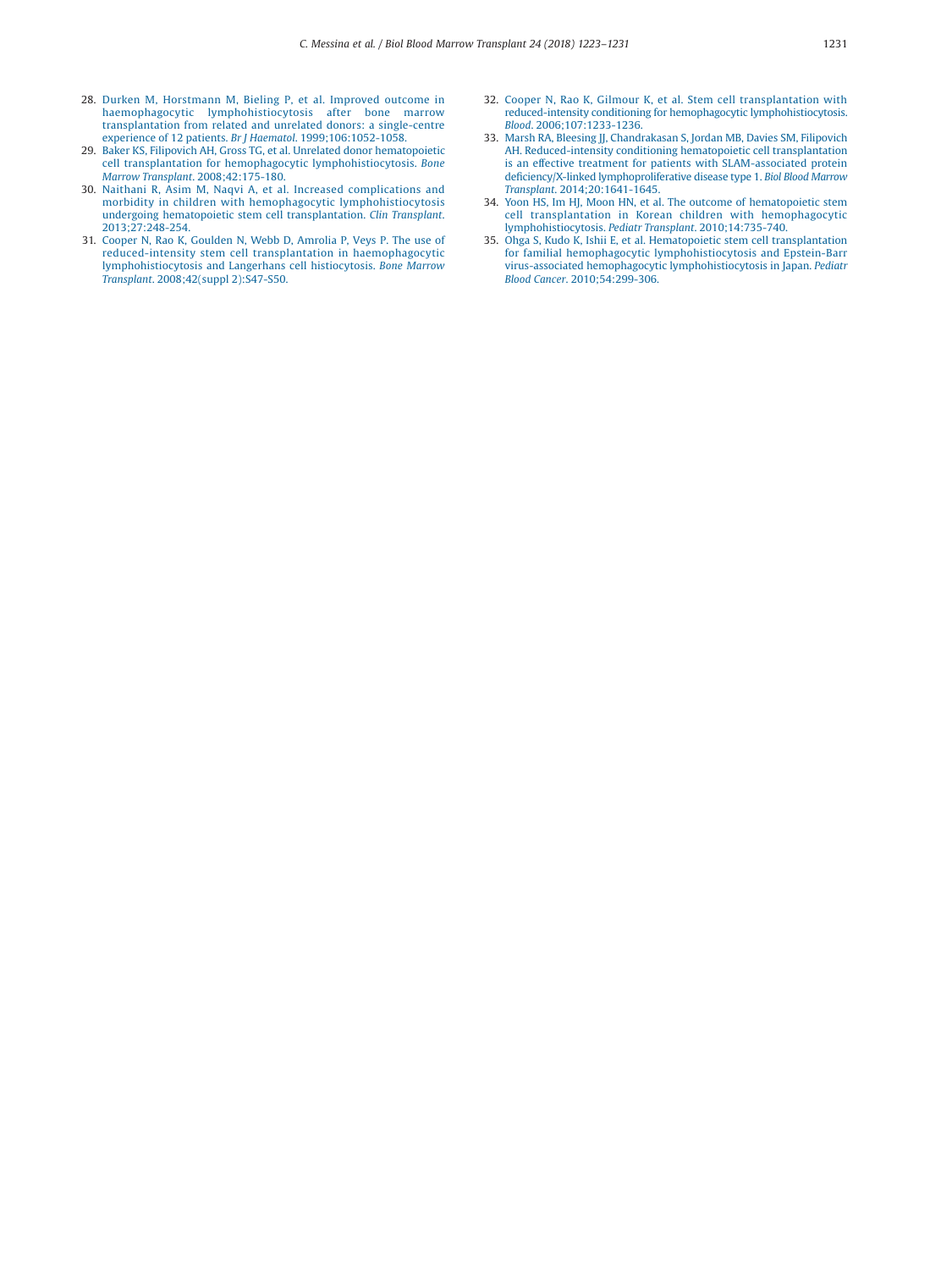28. Durken M, Horstmann M, Bieling P, et al. Improved outcome in haemophagocytic lymphohistiocytosis after bone marrow transplantation from related and unrelated donors: a single-centre experience of 12 patients. *Br J Haematol*. 1999;106:1052-1058.
29. Baker KS, Filipovich AH, Gross TG, et al. Unrelated donor hematopoietic cell transplantation for hemophagocytic lymphohistiocytosis. *Bone Marrow Transplant*. 2008;42:175-180.
30. Naithani R, Asim M, Naqvi A, et al. Increased complications and morbidity in children with hemophagocytic lymphohistiocytosis undergoing hematopoietic stem cell transplantation. *Clin Transplant*. 2013;27:248-254.
31. Cooper N, Rao K, Goulden N, Webb D, Amrolia P, Veys P. The use of reduced-intensity stem cell transplantation in haemophagocytic lymphohistiocytosis and Langerhans cell histiocytosis. *Bone Marrow Transplant*. 2008;42(suppl 2):S47-S50.
32. Cooper N, Rao K, Gilmour K, et al. Stem cell transplantation with reduced-intensity conditioning for hemophagocytic lymphohistiocytosis. *Blood*. 2006;107:1233-1236.
33. Marsh RA, Bleesing JJ, Chandrakasan S, Jordan MB, Davies SM, Filipovich AH. Reduced-intensity conditioning hematopoietic cell transplantation is an effective treatment for patients with SLAM-associated protein deficiency/X-linked lymphoproliferative disease type 1. *Biol Blood Marrow Transplant*. 2014;20:1641-1645.
34. Yoon HS, Im HJ, Moon HN, et al. The outcome of hematopoietic stem cell transplantation in Korean children with hemophagocytic lymphohistiocytosis. *Pediatr Transplant*. 2010;14:735-740.
35. Ohga S, Kudo K, Ishii E, et al. Hematopoietic stem cell transplantation for familial hemophagocytic lymphohistiocytosis and Epstein-Barr virus-associated hemophagocytic lymphohistiocytosis in Japan. *Pediatr Blood Cancer*. 2010;54:299-306.